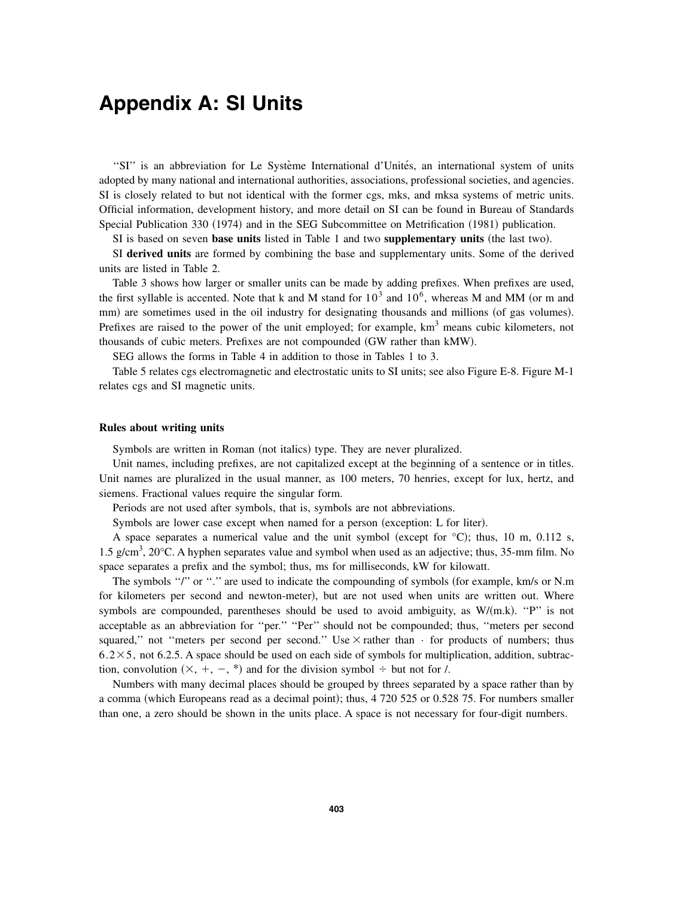# Appendix A: SI Units

"SI" is an abbreviation for Le Système International d'Unités, an international system of units adopted by many national and international authorities, associations, professional societies, and agencies. SI is closely related to but not identical with the former cgs, mks, and mksa systems of metric units. Official information, development history, and more detail on SI can be found in Bureau of Standards Special Publication 330 (1974) and in the SEG Subcommittee on Metrification (1981) publication.

SI is based on seven **base units** listed in Table 1 and two **supplementary units** (the last two).

SI **derived units** are formed by combining the base and supplementary units. Some of the derived units are listed in Table 2.

Table 3 shows how larger or smaller units can be made by adding prefixes. When prefixes are used, the first syllable is accented. Note that k and M stand for $10^3$ and $10^6$, whereas M and MM (or m and mm) are sometimes used in the oil industry for designating thousands and millions (of gas volumes). Prefixes are raised to the power of the unit employed; for example, $km^3$ means cubic kilometers, not thousands of cubic meters. Prefixes are not compounded (GW rather than kMW).

SEG allows the forms in Table 4 in addition to those in Tables 1 to 3.

Table 5 relates cgs electromagnetic and electrostatic units to SI units; see also Figure E-8. Figure M-1 relates cgs and SI magnetic units.

### Rules about writing units

Symbols are written in Roman (not italics) type. They are never pluralized.

Unit names, including prefixes, are not capitalized except at the beginning of a sentence or in titles. Unit names are pluralized in the usual manner, as 100 meters, 70 henries, except for lux, hertz, and siemens. Fractional values require the singular form.

Periods are not used after symbols, that is, symbols are not abbreviations.

Symbols are lower case except when named for a person (exception: L for liter).

A space separates a numerical value and the unit symbol (except for °C); thus, 10 m, 0.112 s, 1.5 $g/cm^3$, 20°C. A hyphen separates value and symbol when used as an adjective; thus, 35-mm film. No space separates a prefix and the symbol; thus, ms for milliseconds, kW for kilowatt.

The symbols "/" or "." are used to indicate the compounding of symbols (for example, km/s or N.m for kilometers per second and newton-meter), but are not used when units are written out. Where symbols are compounded, parentheses should be used to avoid ambiguity, as W/(m.k). "P" is not acceptable as an abbreviation for "per." "Per" should not be compounded; thus, "meters per second squared," not "meters per second per second." Use × rather than · for products of numbers; thus $6.2 \times 5$, not 6.2.5. A space should be used on each side of symbols for multiplication, addition, subtraction, convolution (×, +, −, *) and for the division symbol ÷ but not for /.

Numbers with many decimal places should be grouped by threes separated by a space rather than by a comma (which Europeans read as a decimal point); thus, 4 720 525 or 0.528 75. For numbers smaller than one, a zero should be shown in the units place. A space is not necessary for four-digit numbers.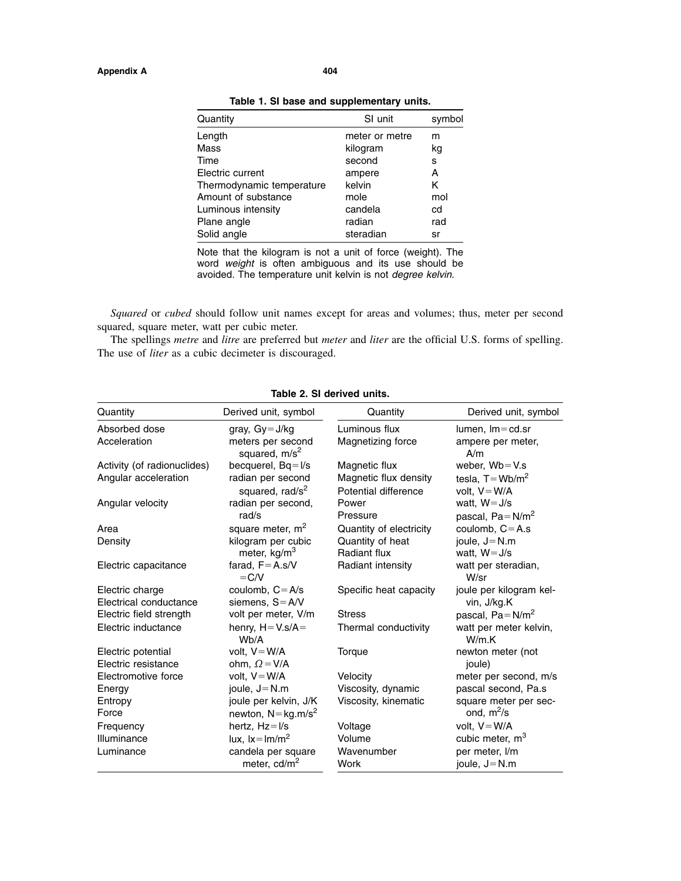**Table 1. SI base and supplementary units.**

| Quantity | SI unit | symbol |
|---|---|---|
| Length | meter or metre | m |
| Mass | kilogram | kg |
| Time | second | s |
| Electric current | ampere | A |
| Thermodynamic temperature | kelvin | K |
| Amount of substance | mole | mol |
| Luminous intensity | candela | cd |
| Plane angle | radian | rad |
| Solid angle | steradian | sr |

Note that the kilogram is not a unit of force (weight). The word *weight* is often ambiguous and its use should be avoided. The temperature unit kelvin is not *degree kelvin*.

*Squared* or *cubed* should follow unit names except for areas and volumes; thus, meter per second squared, square meter, watt per cubic meter.

The spellings *metre* and *litre* are preferred but *meter* and *liter* are the official U.S. forms of spelling. The use of *liter* as a cubic decimeter is discouraged.

**Table 2. SI derived units.**

| Quantity | Derived unit, symbol | Quantity | Derived unit, symbol |
|---|---|---|---|
| Absorbed dose | gray, Gy = J/kg | Luminous flux | lumen, lm = cd.sr |
| Acceleration | meters per second squared, $m/s^2$ | Magnetizing force | ampere per meter, A/m |
| Activity (of radionuclides) | becquerel, Bq = l/s | Magnetic flux | weber, Wb = V.s |
| Angular acceleration | radian per second squared, $rad/s^2$ | Magnetic flux density | tesla, $T = Wb/m^2$ |
| | | Potential difference | volt, V = W/A |
| Angular velocity | radian per second, rad/s | Power | watt, W = J/s |
| | | Pressure | pascal, $Pa = N/m^2$ |
| Area | square meter, $m^2$ | Quantity of electricity | coulomb, C = A.s |
| Density | kilogram per cubic meter, $kg/m^3$ | Quantity of heat | joule, J = N.m |
| | | Radiant flux | watt, W = J/s |
| Electric capacitance | farad, F = A.s/V = C/V | Radiant intensity | watt per steradian, W/sr |
| Electric charge | coulomb, C = A/s | Specific heat capacity | joule per kilogram kelvin, J/kg.K |
| Electrical conductance | siemens, S = A/V | | |
| Electric field strength | volt per meter, V/m | Stress | pascal, $Pa = N/m^2$ |
| Electric inductance | henry, H = V.s/A = Wb/A | Thermal conductivity | watt per meter kelvin, W/m.K |
| Electric potential | volt, V = W/A | Torque | newton meter (not joule) |
| Electric resistance | ohm, $\Omega$ = V/A | | |
| Electromotive force | volt, V = W/A | Velocity | meter per second, m/s |
| Energy | joule, J = N.m | Viscosity, dynamic | pascal second, Pa.s |
| Entropy | joule per kelvin, J/K | Viscosity, kinematic | square meter per second, $m^2/s$ |
| Force | newton, $N = kg.m/s^2$ | | |
| Frequency | hertz, Hz = l/s | Voltage | volt, V = W/A |
| Illuminance | lux, $lx = lm/m^2$ | Volume | cubic meter, $m^3$ |
| Luminance | candela per square meter, $cd/m^2$ | Wavenumber | per meter, l/m |
| | | Work | joule, J = N.m |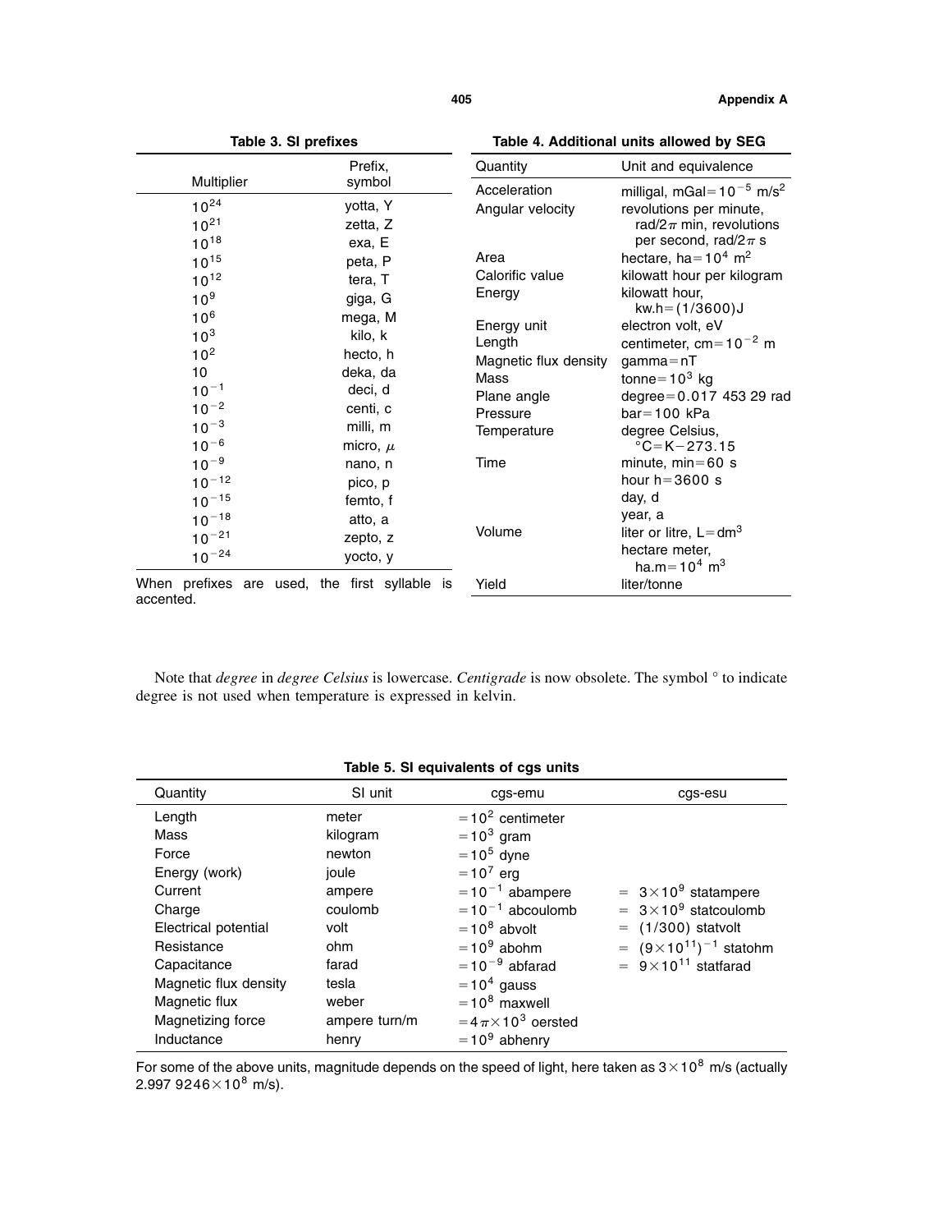**Table 3. SI prefixes**

| Multiplier | Prefix, symbol |
|---|---|
| $10^{24}$ | yotta, Y |
| $10^{21}$ | zetta, Z |
| $10^{18}$ | exa, E |
| $10^{15}$ | peta, P |
| $10^{12}$ | tera, T |
| $10^{9}$ | giga, G |
| $10^{6}$ | mega, M |
| $10^{3}$ | kilo, k |
| $10^{2}$ | hecto, h |
| 10 | deka, da |
| $10^{-1}$ | deci, d |
| $10^{-2}$ | centi, c |
| $10^{-3}$ | milli, m |
| $10^{-6}$ | micro, $\mu$ |
| $10^{-9}$ | nano, n |
| $10^{-12}$ | pico, p |
| $10^{-15}$ | femto, f |
| $10^{-18}$ | atto, a |
| $10^{-21}$ | zepto, z |
| $10^{-24}$ | yocto, y |

When prefixes are used, the first syllable is accented.

**Table 4. Additional units allowed by SEG**

| Quantity | Unit and equivalence |
|---|---|
| Acceleration | milligal, mGal $= 10^{-5}$ m/s$^2$ |
| Angular velocity | revolutions per minute, rad/$2\pi$ min, revolutions per second, rad/$2\pi$ s |
| Area | hectare, ha $= 10^4$ m$^2$ |
| Calorific value | kilowatt hour per kilogram |
| Energy | kilowatt hour, kw.h $=$ (1/3600)J |
| Energy unit | electron volt, eV |
| Length | centimeter, cm $= 10^{-2}$ m |
| Magnetic flux density | gamma $=$ nT |
| Mass | tonne $= 10^3$ kg |
| Plane angle | degree $=$ 0.017 453 29 rad |
| Pressure | bar $=$ 100 kPa |
| Temperature | degree Celsius, °C $=$ K $-$ 273.15 |
| Time | minute, min $=$ 60 s |
| | hour h $=$ 3600 s |
| | day, d |
| | year, a |
| Volume | liter or litre, L $=$ dm$^3$ |
| | hectare meter, ha.m $= 10^4$ m$^3$ |
| Yield | liter/tonne |

Note that *degree* in *degree Celsius* is lowercase. *Centigrade* is now obsolete. The symbol ° to indicate degree is not used when temperature is expressed in kelvin.

**Table 5. SI equivalents of cgs units**

| Quantity | SI unit | cgs-emu | cgs-esu |
|---|---|---|---|
| Length | meter | $= 10^2$ centimeter | |
| Mass | kilogram | $= 10^3$ gram | |
| Force | newton | $= 10^5$ dyne | |
| Energy (work) | joule | $= 10^7$ erg | |
| Current | ampere | $= 10^{-1}$ abampere | $= 3\times10^9$ statampere |
| Charge | coulomb | $= 10^{-1}$ abcoulomb | $= 3\times10^9$ statcoulomb |
| Electrical potential | volt | $= 10^8$ abvolt | $=$ (1/300) statvolt |
| Resistance | ohm | $= 10^9$ abohm | $= (9\times10^{11})^{-1}$ statohm |
| Capacitance | farad | $= 10^{-9}$ abfarad | $= 9\times10^{11}$ statfarad |
| Magnetic flux density | tesla | $= 10^4$ gauss | |
| Magnetic flux | weber | $= 10^8$ maxwell | |
| Magnetizing force | ampere turn/m | $= 4\pi\times10^3$ oersted | |
| Inductance | henry | $= 10^9$ abhenry | |

For some of the above units, magnitude depends on the speed of light, here taken as $3\times10^8$ m/s (actually 2.997 9246$\times10^8$ m/s).